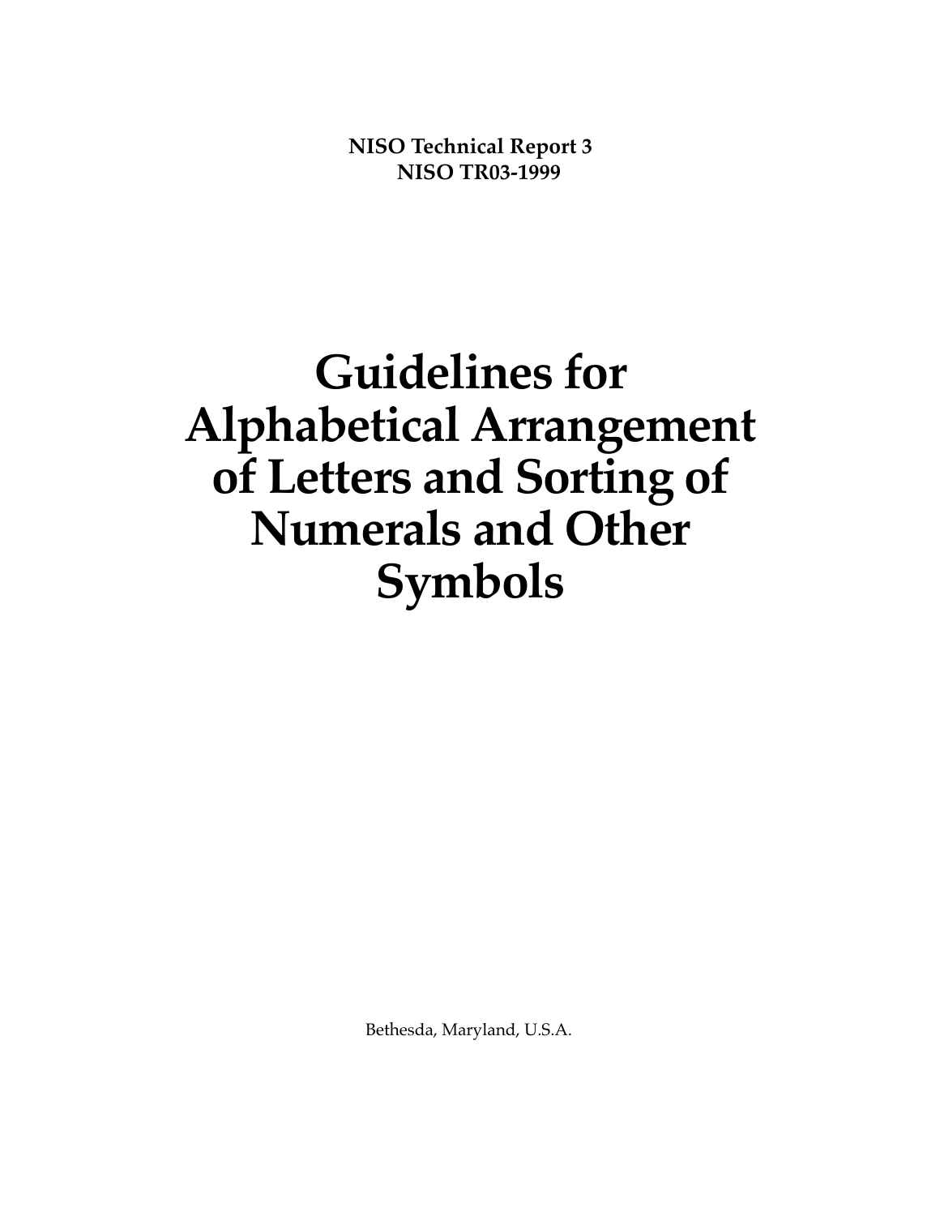**NISO Technical Report 3**
**NISO TR03-1999**

# Guidelines for Alphabetical Arrangement of Letters and Sorting of Numerals and Other Symbols

Bethesda, Maryland, U.S.A.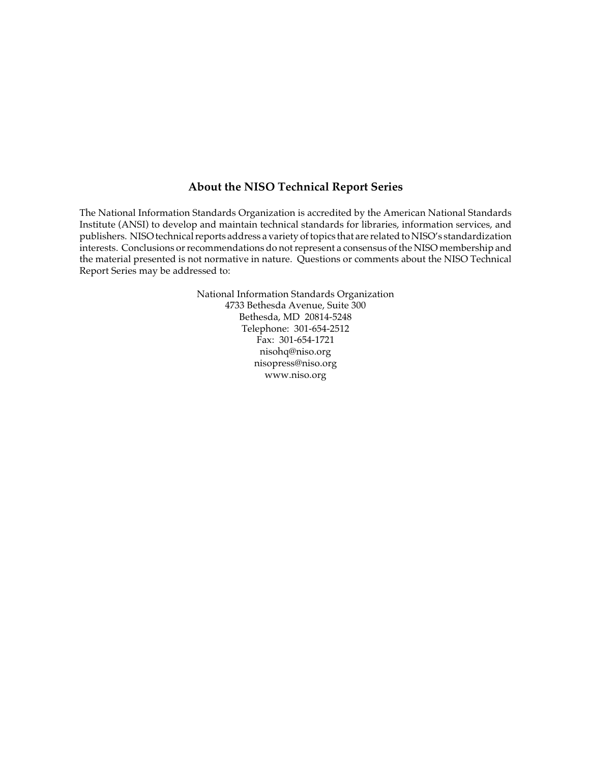## About the NISO Technical Report Series

The National Information Standards Organization is accredited by the American National Standards Institute (ANSI) to develop and maintain technical standards for libraries, information services, and publishers. NISO technical reports address a variety of topics that are related to NISO's standardization interests. Conclusions or recommendations do not represent a consensus of the NISO membership and the material presented is not normative in nature. Questions or comments about the NISO Technical Report Series may be addressed to:

National Information Standards Organization
4733 Bethesda Avenue, Suite 300
Bethesda, MD 20814-5248
Telephone: 301-654-2512
Fax: 301-654-1721
nisohq@niso.org
nisopress@niso.org
www.niso.org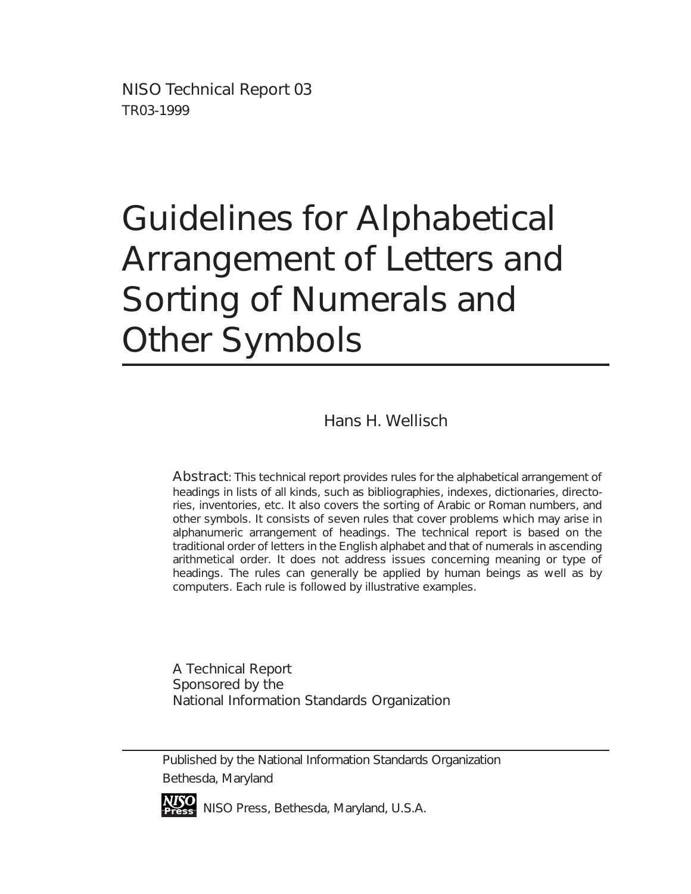NISO Technical Report 03
TR03-1999

# Guidelines for Alphabetical Arrangement of Letters and Sorting of Numerals and Other Symbols

Hans H. Wellisch

**Abstract**: This technical report provides rules for the alphabetical arrangement of headings in lists of all kinds, such as bibliographies, indexes, dictionaries, directories, inventories, etc. It also covers the sorting of Arabic or Roman numbers, and other symbols. It consists of seven rules that cover problems which may arise in alphanumeric arrangement of headings. The technical report is based on the traditional order of letters in the English alphabet and that of numerals in ascending arithmetical order. It does not address issues concerning meaning or type of headings. The rules can generally be applied by human beings as well as by computers. Each rule is followed by illustrative examples.

A Technical Report
Sponsored by the
National Information Standards Organization

Published by the National Information Standards Organization
Bethesda, Maryland

NISO Press, Bethesda, Maryland, U.S.A.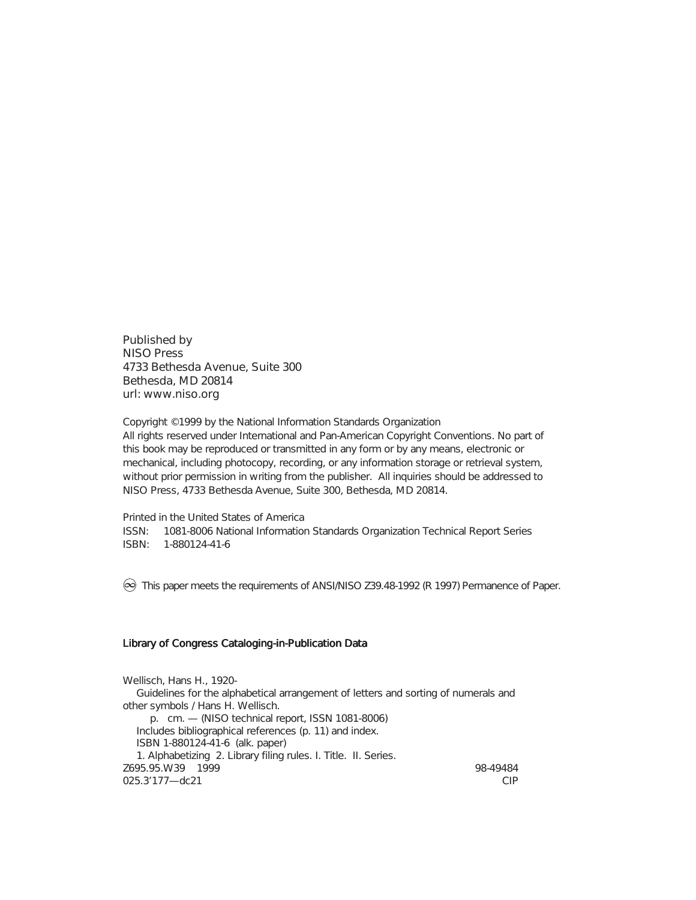Published by
NISO Press
4733 Bethesda Avenue, Suite 300
Bethesda, MD 20814
url: www.niso.org

Copyright ©1999 by the National Information Standards Organization
All rights reserved under International and Pan-American Copyright Conventions. No part of this book may be reproduced or transmitted in any form or by any means, electronic or mechanical, including photocopy, recording, or any information storage or retrieval system, without prior permission in writing from the publisher. All inquiries should be addressed to NISO Press, 4733 Bethesda Avenue, Suite 300, Bethesda, MD 20814.

Printed in the United States of America
ISSN: 1081-8006 National Information Standards Organization Technical Report Series
ISBN: 1-880124-41-6

∞ This paper meets the requirements of ANSI/NISO Z39.48-1992 (R 1997) Permanence of Paper.

Library of Congress Cataloging-in-Publication Data

Wellisch, Hans H., 1920-
Guidelines for the alphabetical arrangement of letters and sorting of numerals and other symbols / Hans H. Wellisch.
p. cm. — (NISO technical report, ISSN 1081-8006)
Includes bibliographical references (p. 11) and index.
ISBN 1-880124-41-6 (alk. paper)
1. Alphabetizing 2. Library filing rules. I. Title. II. Series.
Z695.95.W39 1999 98-49484
025.3'177—dc21 CIP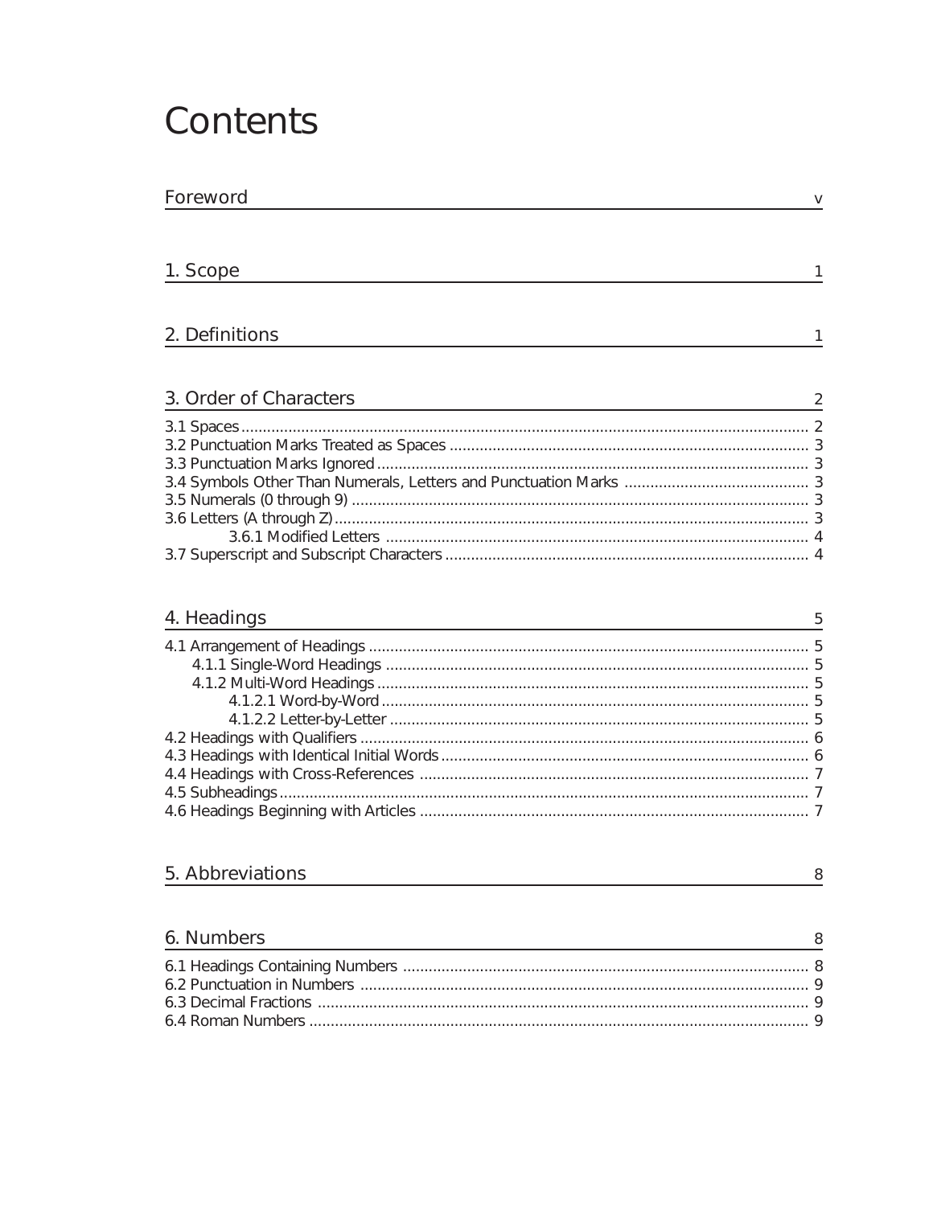# Contents

Foreword v

1. Scope 1

2. Definitions 1

3. Order of Characters 2

- 3.1 Spaces 2
- 3.2 Punctuation Marks Treated as Spaces 3
- 3.3 Punctuation Marks Ignored 3
- 3.4 Symbols Other Than Numerals, Letters and Punctuation Marks 3
- 3.5 Numerals (0 through 9) 3
- 3.6 Letters (A through Z) 3
    - 3.6.1 Modified Letters 4
- 3.7 Superscript and Subscript Characters 4

4. Headings 5

- 4.1 Arrangement of Headings 5
    - 4.1.1 Single-Word Headings 5
    - 4.1.2 Multi-Word Headings 5
        - 4.1.2.1 Word-by-Word 5
        - 4.1.2.2 Letter-by-Letter 5
- 4.2 Headings with Qualifiers 6
- 4.3 Headings with Identical Initial Words 6
- 4.4 Headings with Cross-References 7
- 4.5 Subheadings 7
- 4.6 Headings Beginning with Articles 7

5. Abbreviations 8

6. Numbers 8

- 6.1 Headings Containing Numbers 8
- 6.2 Punctuation in Numbers 9
- 6.3 Decimal Fractions 9
- 6.4 Roman Numbers 9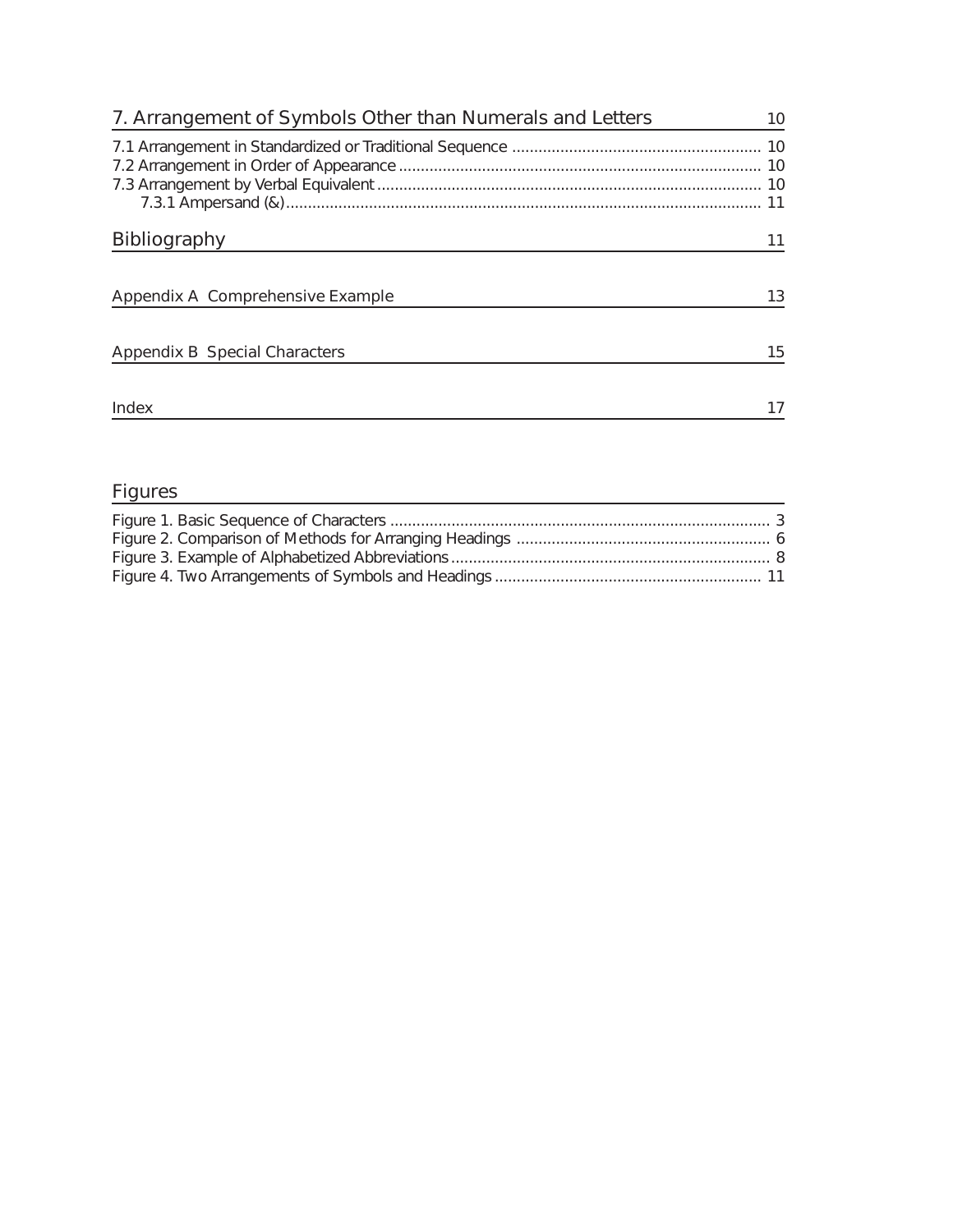7. Arrangement of Symbols Other than Numerals and Letters 10

7.1 Arrangement in Standardized or Traditional Sequence ........ 10
7.2 Arrangement in Order of Appearance ........ 10
7.3 Arrangement by Verbal Equivalent ........ 10
  7.3.1 Ampersand (&) ........ 11

Bibliography 11

Appendix A Comprehensive Example 13

Appendix B Special Characters 15

Index 17

## Figures

Figure 1. Basic Sequence of Characters ........ 3
Figure 2. Comparison of Methods for Arranging Headings ........ 6
Figure 3. Example of Alphabetized Abbreviations ........ 8
Figure 4. Two Arrangements of Symbols and Headings ........ 11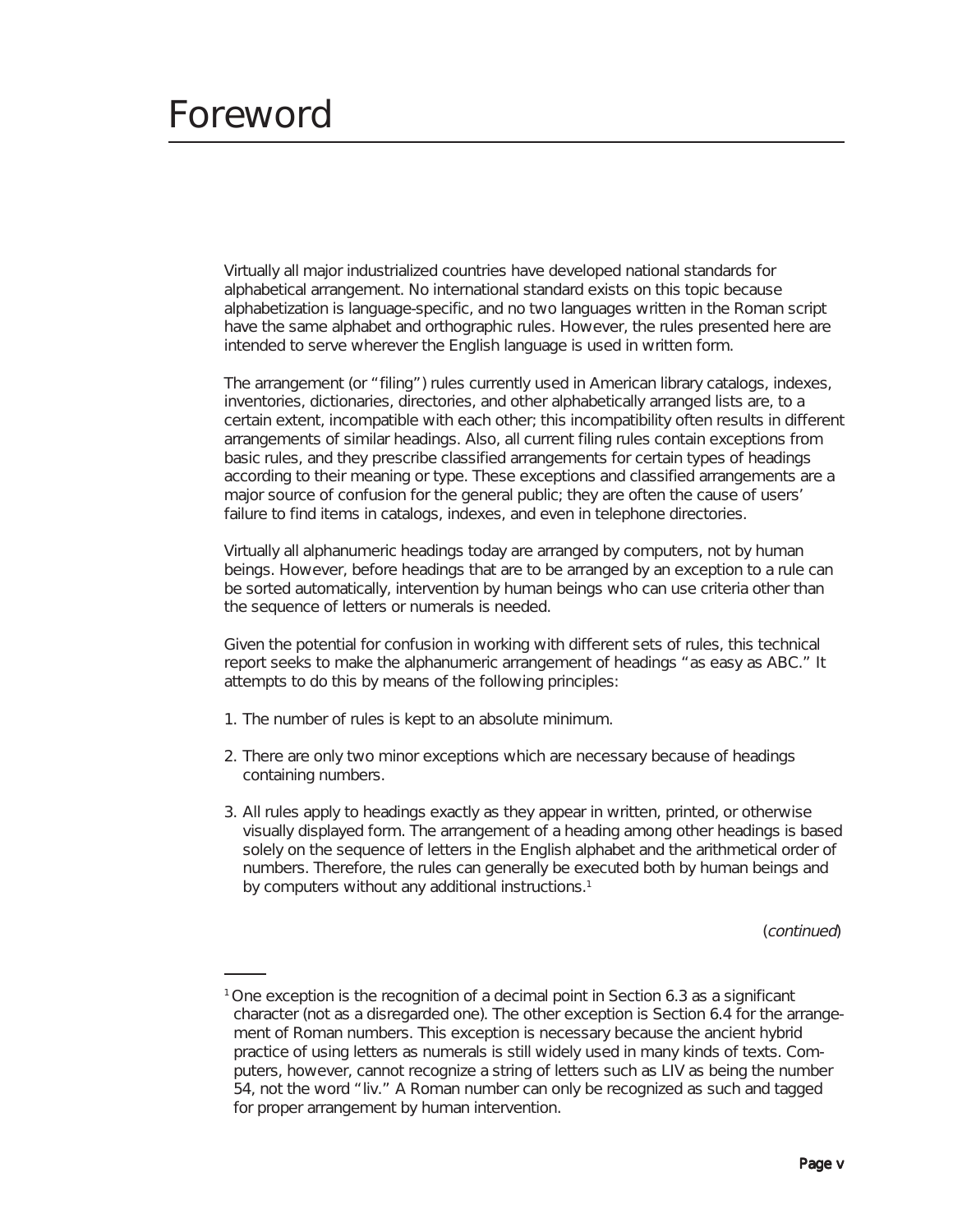# Foreword

Virtually all major industrialized countries have developed national standards for alphabetical arrangement. No international standard exists on this topic because alphabetization is language-specific, and no two languages written in the Roman script have the same alphabet and orthographic rules. However, the rules presented here are intended to serve wherever the English language is used in written form.

The arrangement (or "filing") rules currently used in American library catalogs, indexes, inventories, dictionaries, directories, and other alphabetically arranged lists are, to a certain extent, incompatible with each other; this incompatibility often results in different arrangements of similar headings. Also, all current filing rules contain exceptions from basic rules, and they prescribe classified arrangements for certain types of headings according to their meaning or type. These exceptions and classified arrangements are a major source of confusion for the general public; they are often the cause of users' failure to find items in catalogs, indexes, and even in telephone directories.

Virtually all alphanumeric headings today are arranged by computers, not by human beings. However, before headings that are to be arranged by an exception to a rule can be sorted automatically, intervention by human beings who can use criteria other than the sequence of letters or numerals is needed.

Given the potential for confusion in working with different sets of rules, this technical report seeks to make the alphanumeric arrangement of headings "as easy as ABC." It attempts to do this by means of the following principles:

1. The number of rules is kept to an absolute minimum.
2. There are only two minor exceptions which are necessary because of headings containing numbers.
3. All rules apply to headings exactly as they appear in written, printed, or otherwise visually displayed form. The arrangement of a heading among other headings is based solely on the sequence of letters in the English alphabet and the arithmetical order of numbers. Therefore, the rules can generally be executed both by human beings and by computers without any additional instructions.[1]

(*continued*)

---

[1] One exception is the recognition of a decimal point in Section 6.3 as a significant character (not as a disregarded one). The other exception is Section 6.4 for the arrangement of Roman numbers. This exception is necessary because the ancient hybrid practice of using letters as numerals is still widely used in many kinds of texts. Computers, however, cannot recognize a string of letters such as LIV as being the number 54, not the word "liv." A Roman number can only be recognized as such and tagged for proper arrangement by human intervention.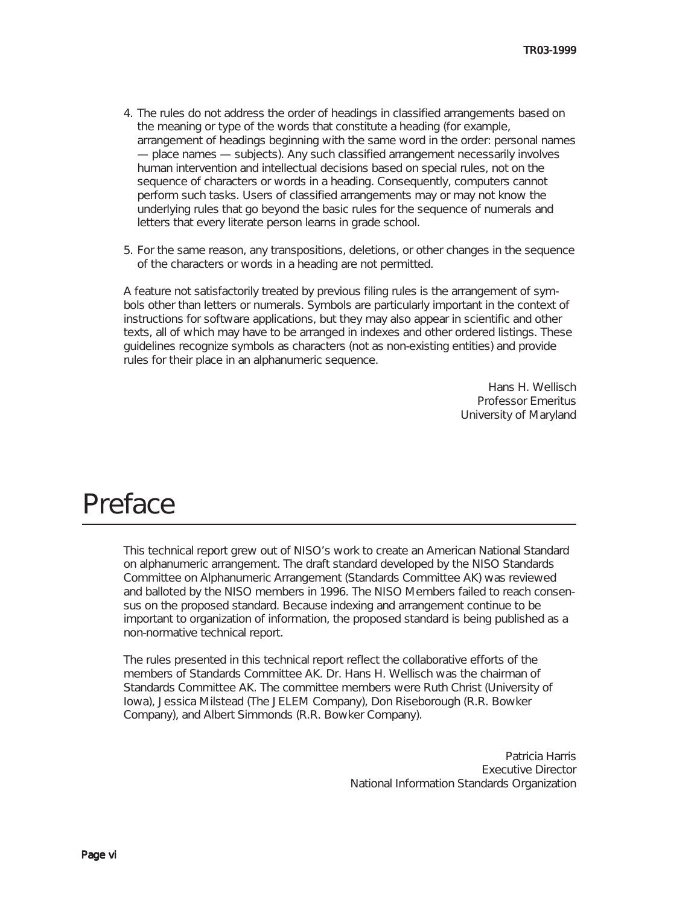4. The rules do not address the order of headings in classified arrangements based on the meaning or type of the words that constitute a heading (for example, arrangement of headings beginning with the same word in the order: personal names — place names — subjects). Any such classified arrangement necessarily involves human intervention and intellectual decisions based on special rules, not on the sequence of characters or words in a heading. Consequently, computers cannot perform such tasks. Users of classified arrangements may or may not know the underlying rules that go beyond the basic rules for the sequence of numerals and letters that every literate person learns in grade school.

5. For the same reason, any transpositions, deletions, or other changes in the sequence of the characters or words in a heading are not permitted.

A feature not satisfactorily treated by previous filing rules is the arrangement of symbols other than letters or numerals. Symbols are particularly important in the context of instructions for software applications, but they may also appear in scientific and other texts, all of which may have to be arranged in indexes and other ordered listings. These guidelines recognize symbols as characters (not as non-existing entities) and provide rules for their place in an alphanumeric sequence.

Hans H. Wellisch
Professor Emeritus
University of Maryland

# Preface

This technical report grew out of NISO's work to create an American National Standard on alphanumeric arrangement. The draft standard developed by the NISO Standards Committee on Alphanumeric Arrangement (Standards Committee AK) was reviewed and balloted by the NISO members in 1996. The NISO Members failed to reach consensus on the proposed standard. Because indexing and arrangement continue to be important to organization of information, the proposed standard is being published as a non-normative technical report.

The rules presented in this technical report reflect the collaborative efforts of the members of Standards Committee AK. Dr. Hans H. Wellisch was the chairman of Standards Committee AK. The committee members were Ruth Christ (University of Iowa), Jessica Milstead (The JELEM Company), Don Riseborough (R.R. Bowker Company), and Albert Simmonds (R.R. Bowker Company).

Patricia Harris
Executive Director
National Information Standards Organization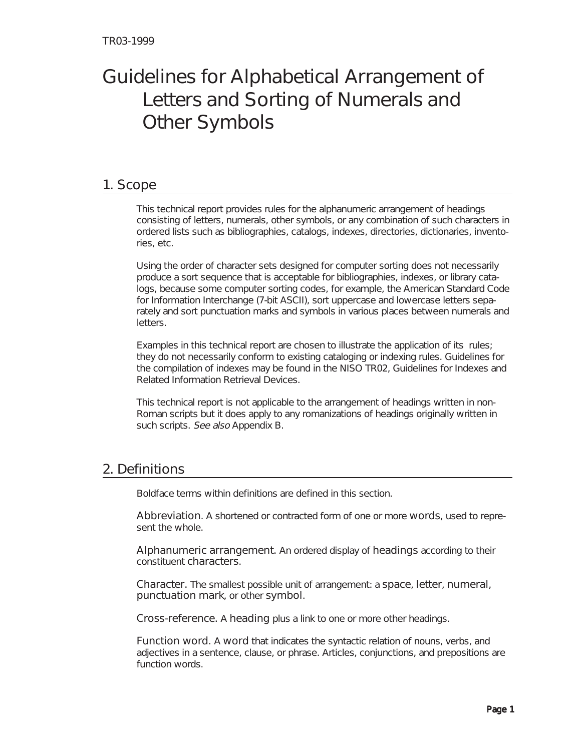# Guidelines for Alphabetical Arrangement of Letters and Sorting of Numerals and Other Symbols

## 1. Scope

This technical report provides rules for the alphanumeric arrangement of headings consisting of letters, numerals, other symbols, or any combination of such characters in ordered lists such as bibliographies, catalogs, indexes, directories, dictionaries, inventories, etc.

Using the order of character sets designed for computer sorting does not necessarily produce a sort sequence that is acceptable for bibliographies, indexes, or library catalogs, because some computer sorting codes, for example, the American Standard Code for Information Interchange (7-bit ASCII), sort uppercase and lowercase letters separately and sort punctuation marks and symbols in various places between numerals and letters.

Examples in this technical report are chosen to illustrate the application of its rules; they do not necessarily conform to existing cataloging or indexing rules. Guidelines for the compilation of indexes may be found in the NISO TR02, Guidelines for Indexes and Related Information Retrieval Devices.

This technical report is not applicable to the arrangement of headings written in non-Roman scripts but it does apply to any romanizations of headings originally written in such scripts. *See also* Appendix B.

## 2. Definitions

Boldface terms within definitions are defined in this section.

**Abbreviation.** A shortened or contracted form of one or more **words**, used to represent the whole.

**Alphanumeric arrangement.** An ordered display of **headings** according to their constituent **characters**.

**Character.** The smallest possible unit of arrangement: a **space**, **letter**, **numeral**, **punctuation mark**, or other **symbol**.

**Cross-reference.** A **heading** plus a link to one or more other headings.

**Function word.** A **word** that indicates the syntactic relation of nouns, verbs, and adjectives in a sentence, clause, or phrase. Articles, conjunctions, and prepositions are function words.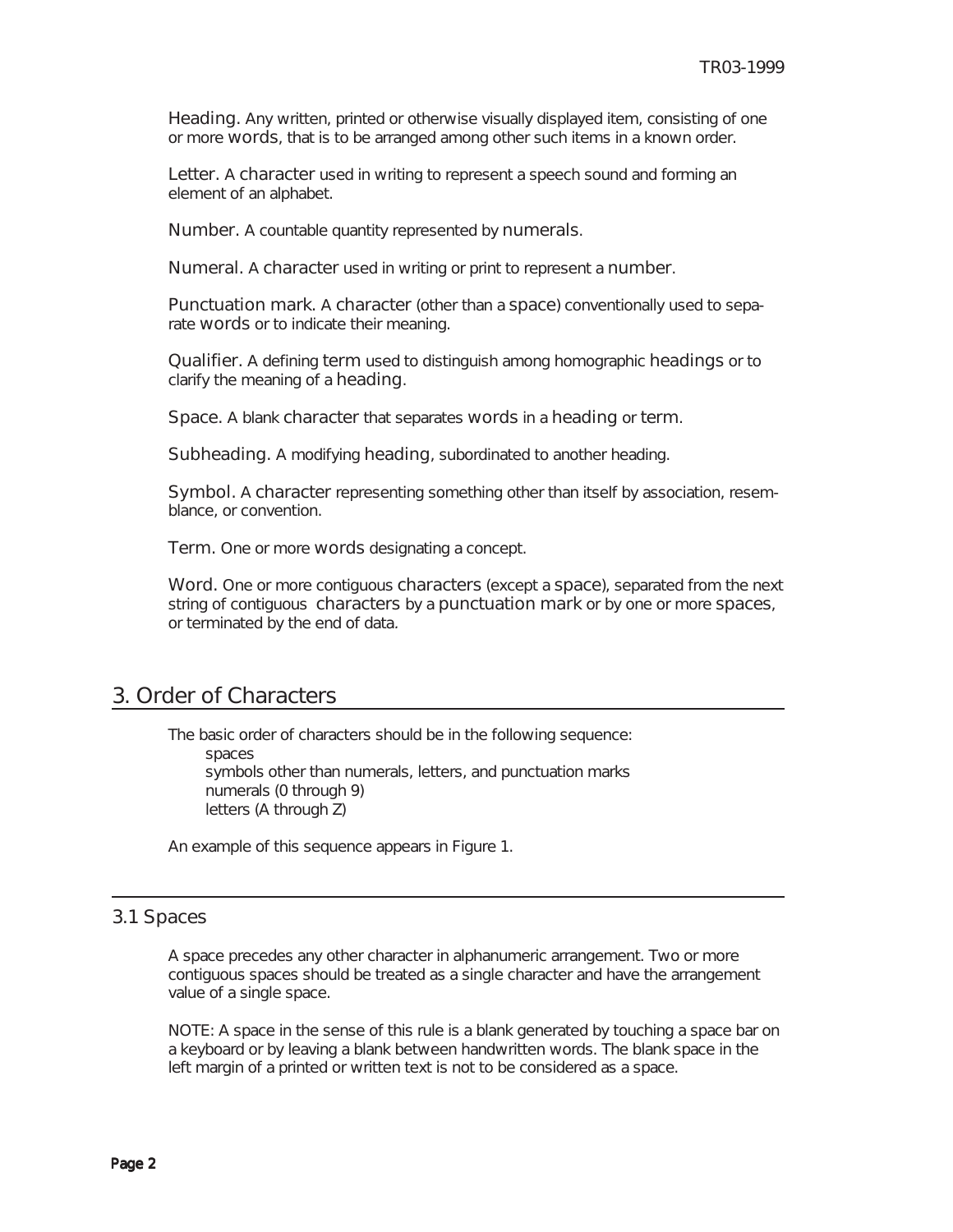Heading. Any written, printed or otherwise visually displayed item, consisting of one or more words, that is to be arranged among other such items in a known order.

Letter. A character used in writing to represent a speech sound and forming an element of an alphabet.

Number. A countable quantity represented by numerals.

Numeral. A character used in writing or print to represent a number.

Punctuation mark. A character (other than a space) conventionally used to separate words or to indicate their meaning.

Qualifier. A defining term used to distinguish among homographic headings or to clarify the meaning of a heading.

Space. A blank character that separates words in a heading or term.

Subheading. A modifying heading, subordinated to another heading.

Symbol. A character representing something other than itself by association, resemblance, or convention.

Term. One or more words designating a concept.

Word. One or more contiguous characters (except a space), separated from the next string of contiguous characters by a punctuation mark or by one or more spaces, or terminated by the end of data.

# 3. Order of Characters

The basic order of characters should be in the following sequence:

- spaces
- symbols other than numerals, letters, and punctuation marks
- numerals (0 through 9)
- letters (A through Z)

An example of this sequence appears in Figure 1.

## 3.1 Spaces

A space precedes any other character in alphanumeric arrangement. Two or more contiguous spaces should be treated as a single character and have the arrangement value of a single space.

NOTE: A space in the sense of this rule is a blank generated by touching a space bar on a keyboard or by leaving a blank between handwritten words. The blank space in the left margin of a printed or written text is not to be considered as a space.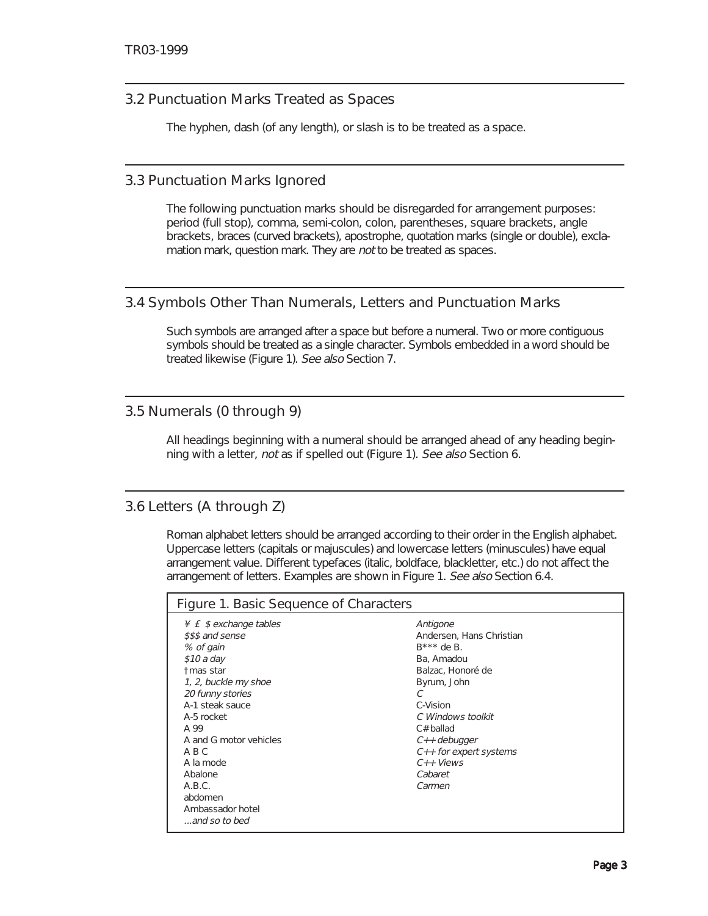## 3.2 Punctuation Marks Treated as Spaces

The hyphen, dash (of any length), or slash is to be treated as a space.

## 3.3 Punctuation Marks Ignored

The following punctuation marks should be disregarded for arrangement purposes: period (full stop), comma, semi-colon, colon, parentheses, square brackets, angle brackets, braces (curved brackets), apostrophe, quotation marks (single or double), exclamation mark, question mark. They are *not* to be treated as spaces.

## 3.4 Symbols Other Than Numerals, Letters and Punctuation Marks

Such symbols are arranged after a space but before a numeral. Two or more contiguous symbols should be treated as a single character. Symbols embedded in a word should be treated likewise (Figure 1). *See also* Section 7.

## 3.5 Numerals (0 through 9)

All headings beginning with a numeral should be arranged ahead of any heading beginning with a letter, *not* as if spelled out (Figure 1). *See also* Section 6.

## 3.6 Letters (A through Z)

Roman alphabet letters should be arranged according to their order in the English alphabet. Uppercase letters (capitals or majuscules) and lowercase letters (minuscules) have equal arrangement value. Different typefaces (italic, boldface, blackletter, etc.) do not affect the arrangement of letters. Examples are shown in Figure 1. *See also* Section 6.4.

**Figure 1. Basic Sequence of Characters**

*¥ £ $ exchange tables*
*$$$ and sense*
*% of gain*
*$10 a day*
†mas star
*1, 2, buckle my shoe*
*20 funny stories*
A-1 steak sauce
A-5 rocket
A 99
A and G motor vehicles
A B C
A la mode
Abalone
A.B.C.
abdomen
Ambassador hotel
*...and so to bed*
*Antigone*
Andersen, Hans Christian
B*** de B.
Ba, Amadou
Balzac, Honoré de
Byrum, John
*C*
C-Vision
*C Windows toolkit*
C# ballad
*C++ debugger*
*C++ for expert systems*
*C++ Views*
*Cabaret*
*Carmen*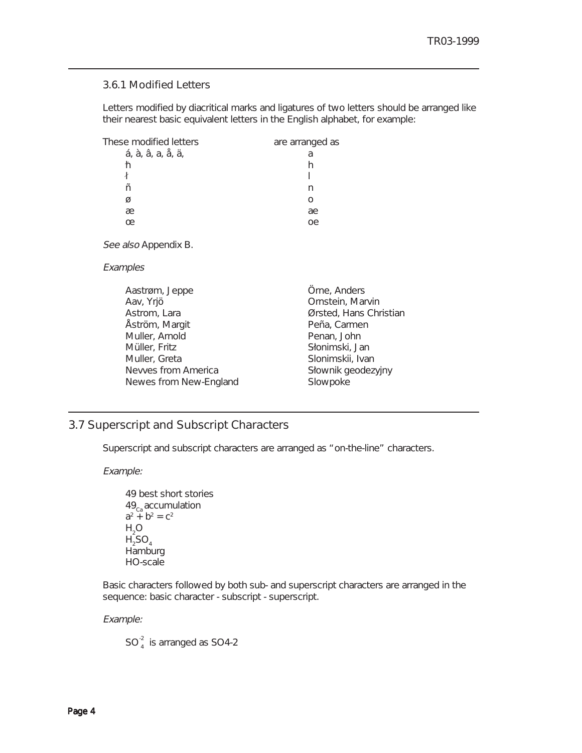### 3.6.1 Modified Letters

Letters modified by diacritical marks and ligatures of two letters should be arranged like their nearest basic equivalent letters in the English alphabet, for example:

| These modified letters | are arranged as |
|---|---|
| á, à, â, a, å, ä, | a |
| ħ | h |
| ł | l |
| ñ | n |
| ø | o |
| æ | ae |
| œ | oe |

*See also* Appendix B.

*Examples*

Aastrøm, Jeppe
Aav, Yrjö
Astrom, Lara
Åström, Margit
Muller, Arnold
Müller, Fritz
Muller, Greta
Nevves from America
Newes from New-England
Örne, Anders
Ornstein, Marvin
Ørsted, Hans Christian
Peña, Carmen
Penan, John
Słonimski, Jan
Slonimskii, Ivan
Słownik geodezyjny
Slowpoke

## 3.7 Superscript and Subscript Characters

Superscript and subscript characters are arranged as "on-the-line" characters.

*Example:*

49 best short stories
$49_{Ca}$ accumulation
$a^2 + b^2 = c^2$
$H_2O$
$H_2SO_4$
Hamburg
HO-scale

Basic characters followed by both sub- and superscript characters are arranged in the sequence: basic character - subscript - superscript.

*Example:*

$SO_4^{-2}$ is arranged as SO4-2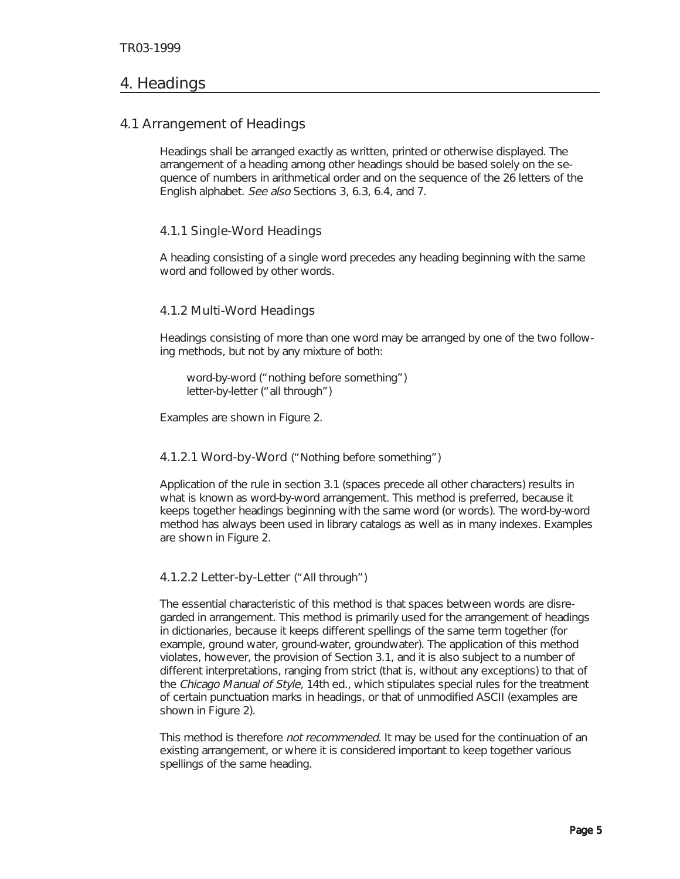# 4. Headings

## 4.1 Arrangement of Headings

Headings shall be arranged exactly as written, printed or otherwise displayed. The arrangement of a heading among other headings should be based solely on the sequence of numbers in arithmetical order and on the sequence of the 26 letters of the English alphabet. *See also* Sections 3, 6.3, 6.4, and 7.

### 4.1.1 Single-Word Headings

A heading consisting of a single word precedes any heading beginning with the same word and followed by other words.

### 4.1.2 Multi-Word Headings

Headings consisting of more than one word may be arranged by one of the two following methods, but not by any mixture of both:

word-by-word ("nothing before something")
letter-by-letter ("all through")

Examples are shown in Figure 2.

#### 4.1.2.1 Word-by-Word ("Nothing before something")

Application of the rule in section 3.1 (spaces precede all other characters) results in what is known as word-by-word arrangement. This method is preferred, because it keeps together headings beginning with the same word (or words). The word-by-word method has always been used in library catalogs as well as in many indexes. Examples are shown in Figure 2.

#### 4.1.2.2 Letter-by-Letter ("All through")

The essential characteristic of this method is that spaces between words are disregarded in arrangement. This method is primarily used for the arrangement of headings in dictionaries, because it keeps different spellings of the same term together (for example, ground water, ground-water, groundwater). The application of this method violates, however, the provision of Section 3.1, and it is also subject to a number of different interpretations, ranging from strict (that is, without any exceptions) to that of the *Chicago Manual of Style,* 14th ed., which stipulates special rules for the treatment of certain punctuation marks in headings, or that of unmodified ASCII (examples are shown in Figure 2).

This method is therefore *not recommended.* It may be used for the continuation of an existing arrangement, or where it is considered important to keep together various spellings of the same heading.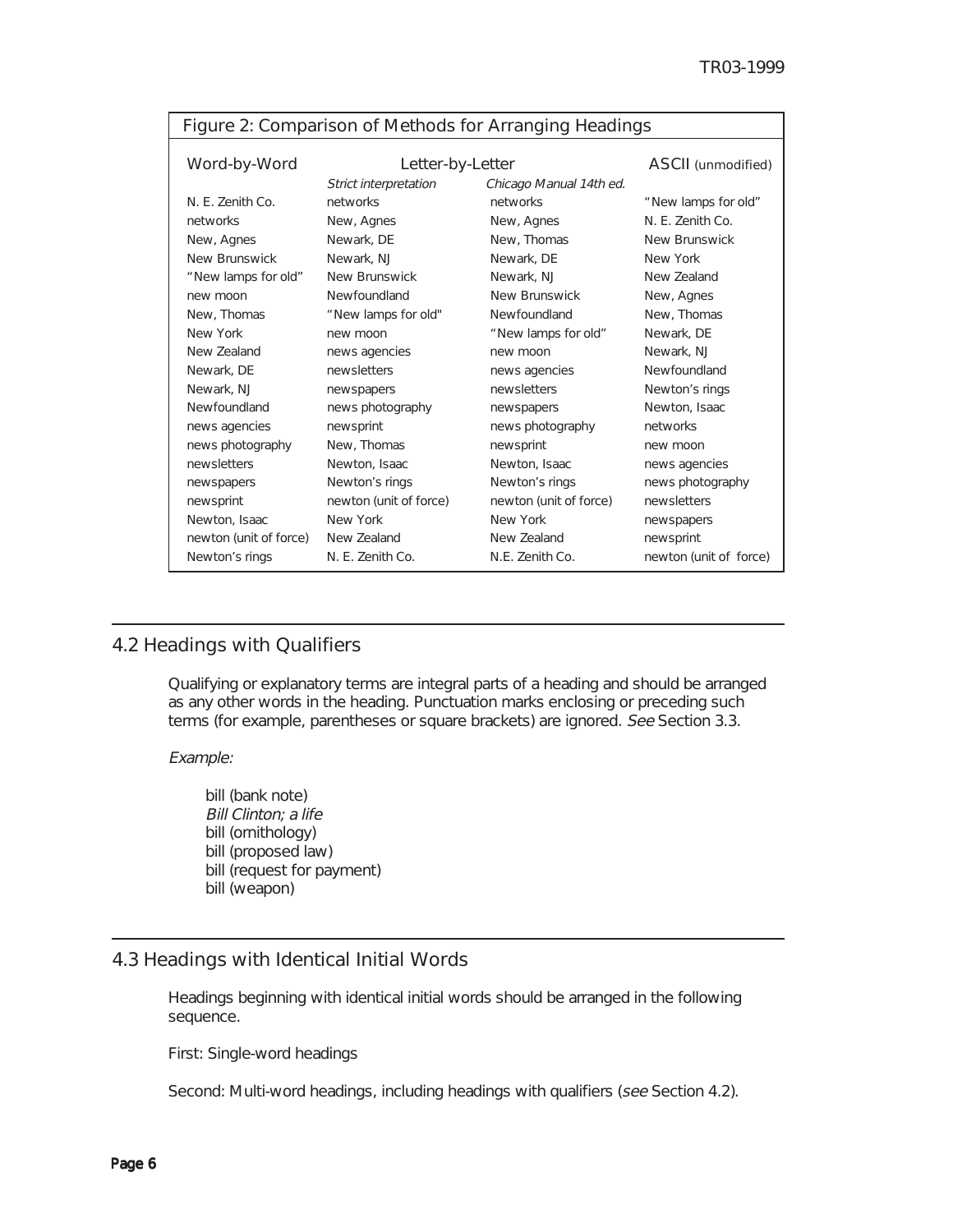Figure 2: Comparison of Methods for Arranging Headings

| Word-by-Word | Letter-by-Letter | | ASCII (unmodified) |
|---|---|---|---|
| | *Strict interpretation* | *Chicago Manual 14th ed.* | |
| N. E. Zenith Co. | networks | networks | "New lamps for old" |
| networks | New, Agnes | New, Agnes | N. E. Zenith Co. |
| New, Agnes | Newark, DE | New, Thomas | New Brunswick |
| New Brunswick | Newark, NJ | Newark, DE | New York |
| "New lamps for old" | New Brunswick | Newark, NJ | New Zealand |
| new moon | Newfoundland | New Brunswick | New, Agnes |
| New, Thomas | "New lamps for old" | Newfoundland | New, Thomas |
| New York | new moon | "New lamps for old" | Newark, DE |
| New Zealand | news agencies | new moon | Newark, NJ |
| Newark, DE | newsletters | news agencies | Newfoundland |
| Newark, NJ | newspapers | newsletters | Newton's rings |
| Newfoundland | news photography | newspapers | Newton, Isaac |
| news agencies | newsprint | news photography | networks |
| news photography | New, Thomas | newsprint | new moon |
| newsletters | Newton, Isaac | Newton, Isaac | news agencies |
| newspapers | Newton's rings | Newton's rings | news photography |
| newsprint | newton (unit of force) | newton (unit of force) | newsletters |
| Newton, Isaac | New York | New York | newspapers |
| newton (unit of force) | New Zealand | New Zealand | newsprint |
| Newton's rings | N. E. Zenith Co. | N.E. Zenith Co. | newton (unit of force) |

## 4.2 Headings with Qualifiers

Qualifying or explanatory terms are integral parts of a heading and should be arranged as any other words in the heading. Punctuation marks enclosing or preceding such terms (for example, parentheses or square brackets) are ignored. *See* Section 3.3.

*Example:*

bill (bank note)
*Bill Clinton; a life*
bill (ornithology)
bill (proposed law)
bill (request for payment)
bill (weapon)

## 4.3 Headings with Identical Initial Words

Headings beginning with identical initial words should be arranged in the following sequence.

First: Single-word headings

Second: Multi-word headings, including headings with qualifiers (*see* Section 4.2).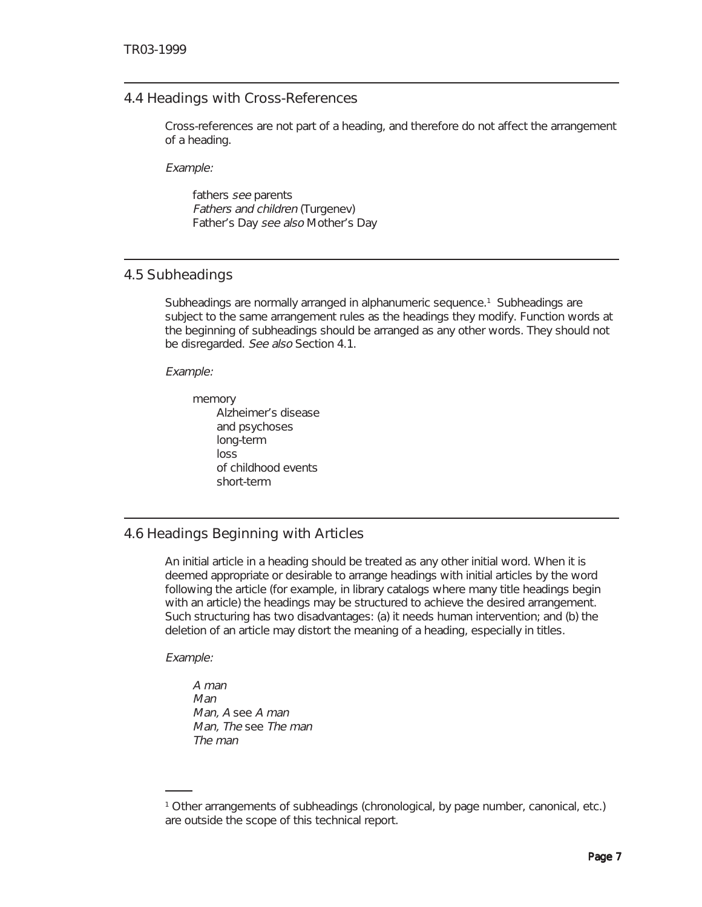## 4.4 Headings with Cross-References

Cross-references are not part of a heading, and therefore do not affect the arrangement of a heading.

*Example:*

> fathers *see* parents
> *Fathers and children* (Turgenev)
> Father's Day *see also* Mother's Day

## 4.5 Subheadings

Subheadings are normally arranged in alphanumeric sequence.[1] Subheadings are subject to the same arrangement rules as the headings they modify. Function words at the beginning of subheadings should be arranged as any other words. They should not be disregarded. *See also* Section 4.1.

*Example:*

> memory
> &nbsp;&nbsp;&nbsp;&nbsp;Alzheimer's disease
> &nbsp;&nbsp;&nbsp;&nbsp;and psychoses
> &nbsp;&nbsp;&nbsp;&nbsp;long-term
> &nbsp;&nbsp;&nbsp;&nbsp;loss
> &nbsp;&nbsp;&nbsp;&nbsp;of childhood events
> &nbsp;&nbsp;&nbsp;&nbsp;short-term

## 4.6 Headings Beginning with Articles

An initial article in a heading should be treated as any other initial word. When it is deemed appropriate or desirable to arrange headings with initial articles by the word following the article (for example, in library catalogs where many title headings begin with an article) the headings may be structured to achieve the desired arrangement. Such structuring has two disadvantages: (a) it needs human intervention; and (b) the deletion of an article may distort the meaning of a heading, especially in titles.

*Example:*

> *A man*
> *Man*
> *Man, A* see *A man*
> *Man, The* see *The man*
> *The man*

---

[1] Other arrangements of subheadings (chronological, by page number, canonical, etc.) are outside the scope of this technical report.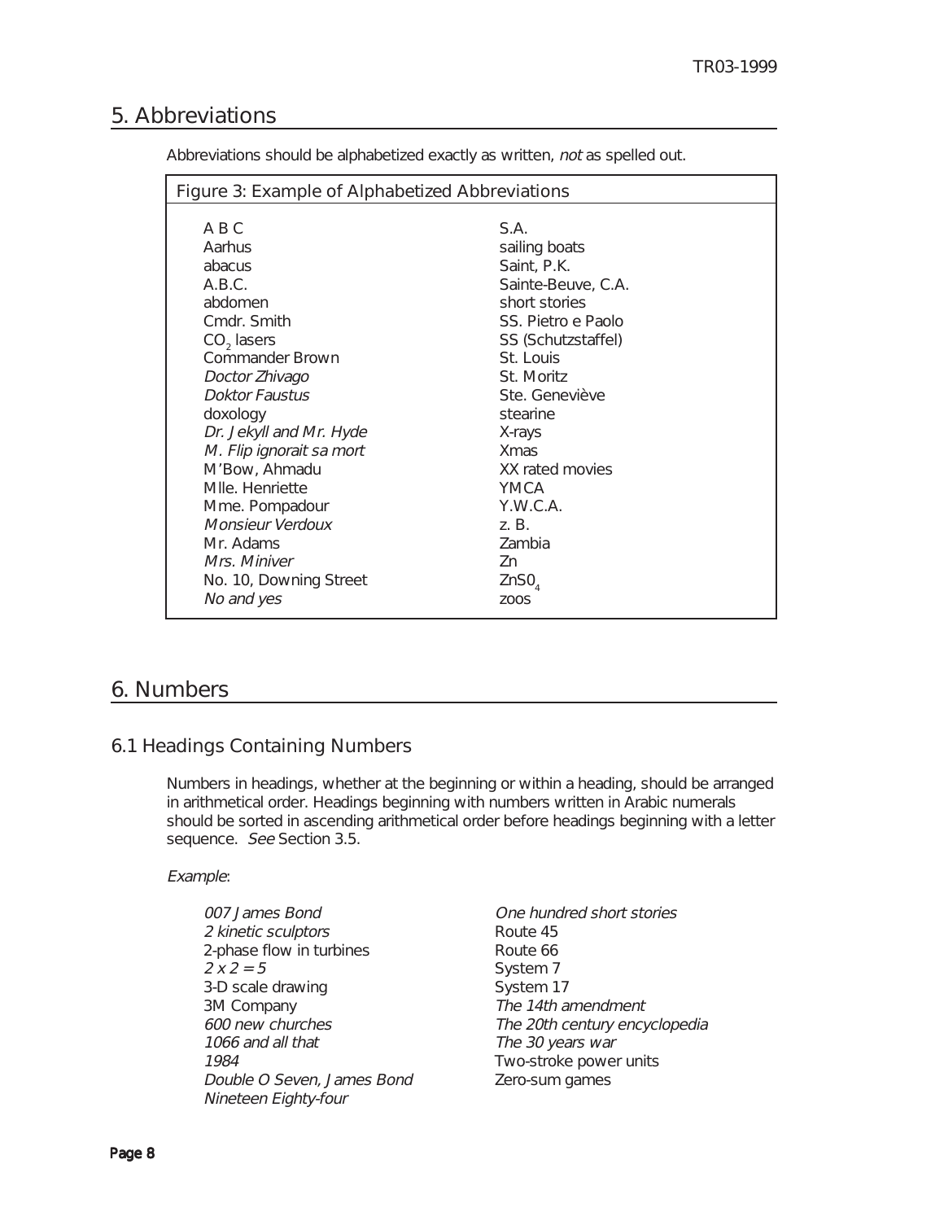## 5. Abbreviations

Abbreviations should be alphabetized exactly as written, *not* as spelled out.

**Figure 3: Example of Alphabetized Abbreviations**

A B C
Aarhus
abacus
A.B.C.
abdomen
Cmdr. Smith
$CO_2$ lasers
Commander Brown
*Doctor Zhivago*
*Doktor Faustus*
doxology
*Dr. Jekyll and Mr. Hyde*
*M. Flip ignorait sa mort*
M'Bow, Ahmadu
Mlle. Henriette
Mme. Pompadour
*Monsieur Verdoux*
Mr. Adams
*Mrs. Miniver*
No. 10, Downing Street
*No and yes*
S.A.
sailing boats
Saint, P.K.
Sainte-Beuve, C.A.
short stories
SS. Pietro e Paolo
SS (Schutzstaffel)
St. Louis
St. Moritz
Ste. Geneviève
stearine
X-rays
Xmas
XX rated movies
YMCA
Y.W.C.A.
z. B.
Zambia
Zn
$ZnS0_4$
zoos

## 6. Numbers

### 6.1 Headings Containing Numbers

Numbers in headings, whether at the beginning or within a heading, should be arranged in arithmetical order. Headings beginning with numbers written in Arabic numerals should be sorted in ascending arithmetical order before headings beginning with a letter sequence. *See* Section 3.5.

*Example*:

*007 James Bond*
*2 kinetic sculptors*
2-phase flow in turbines
*2 x 2 = 5*
3-D scale drawing
3M Company
*600 new churches*
*1066 and all that*
*1984*
*Double O Seven, James Bond*
*Nineteen Eighty-four*
*One hundred short stories*
Route 45
Route 66
System 7
System 17
*The 14th amendment*
*The 20th century encyclopedia*
*The 30 years war*
Two-stroke power units
Zero-sum games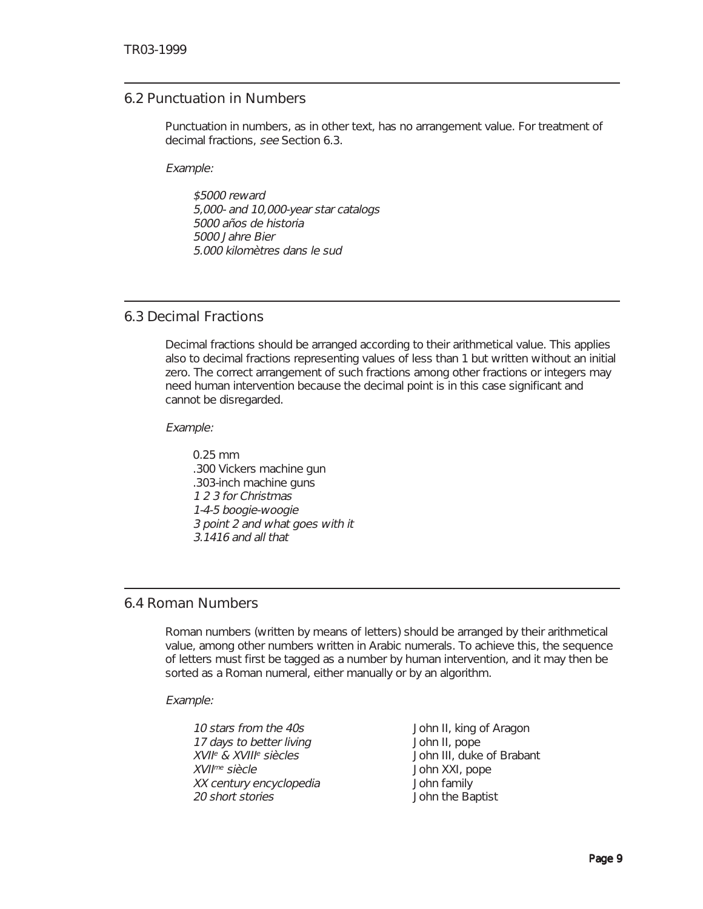## 6.2 Punctuation in Numbers

Punctuation in numbers, as in other text, has no arrangement value. For treatment of decimal fractions, *see* Section 6.3.

*Example:*

*$5000 reward*
*5,000- and 10,000-year star catalogs*
*5000 años de historia*
*5000 Jahre Bier*
*5.000 kilomètres dans le sud*

## 6.3 Decimal Fractions

Decimal fractions should be arranged according to their arithmetical value. This applies also to decimal fractions representing values of less than 1 but written without an initial zero. The correct arrangement of such fractions among other fractions or integers may need human intervention because the decimal point is in this case significant and cannot be disregarded.

*Example:*

0.25 mm
.300 Vickers machine gun
.303-inch machine guns
*1 2 3 for Christmas*
*1-4-5 boogie-woogie*
*3 point 2 and what goes with it*
*3.1416 and all that*

## 6.4 Roman Numbers

Roman numbers (written by means of letters) should be arranged by their arithmetical value, among other numbers written in Arabic numerals. To achieve this, the sequence of letters must first be tagged as a number by human intervention, and it may then be sorted as a Roman numeral, either manually or by an algorithm.

*Example:*

*10 stars from the 40s*
*17 days to better living*
*XVII[e] & XVIII[e] siècles*
*XVII[me] siècle*
*XX century encyclopedia*
*20 short stories*

John II, king of Aragon
John II, pope
John III, duke of Brabant
John XXI, pope
John family
John the Baptist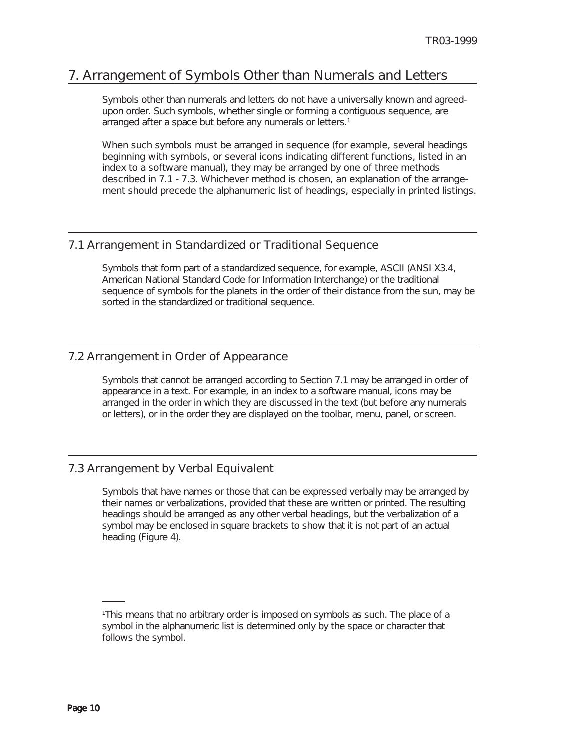# 7. Arrangement of Symbols Other than Numerals and Letters

Symbols other than numerals and letters do not have a universally known and agreed-upon order. Such symbols, whether single or forming a contiguous sequence, are arranged after a space but before any numerals or letters.[1]

When such symbols must be arranged in sequence (for example, several headings beginning with symbols, or several icons indicating different functions, listed in an index to a software manual), they may be arranged by one of three methods described in 7.1 - 7.3. Whichever method is chosen, an explanation of the arrangement should precede the alphanumeric list of headings, especially in printed listings.

## 7.1 Arrangement in Standardized or Traditional Sequence

Symbols that form part of a standardized sequence, for example, ASCII (ANSI X3.4, American National Standard Code for Information Interchange) or the traditional sequence of symbols for the planets in the order of their distance from the sun, may be sorted in the standardized or traditional sequence.

## 7.2 Arrangement in Order of Appearance

Symbols that cannot be arranged according to Section 7.1 may be arranged in order of appearance in a text. For example, in an index to a software manual, icons may be arranged in the order in which they are discussed in the text (but before any numerals or letters), or in the order they are displayed on the toolbar, menu, panel, or screen.

## 7.3 Arrangement by Verbal Equivalent

Symbols that have names or those that can be expressed verbally may be arranged by their names or verbalizations, provided that these are written or printed. The resulting headings should be arranged as any other verbal headings, but the verbalization of a symbol may be enclosed in square brackets to show that it is not part of an actual heading (Figure 4).

---

[1] This means that no arbitrary order is imposed on symbols as such. The place of a symbol in the alphanumeric list is determined only by the space or character that follows the symbol.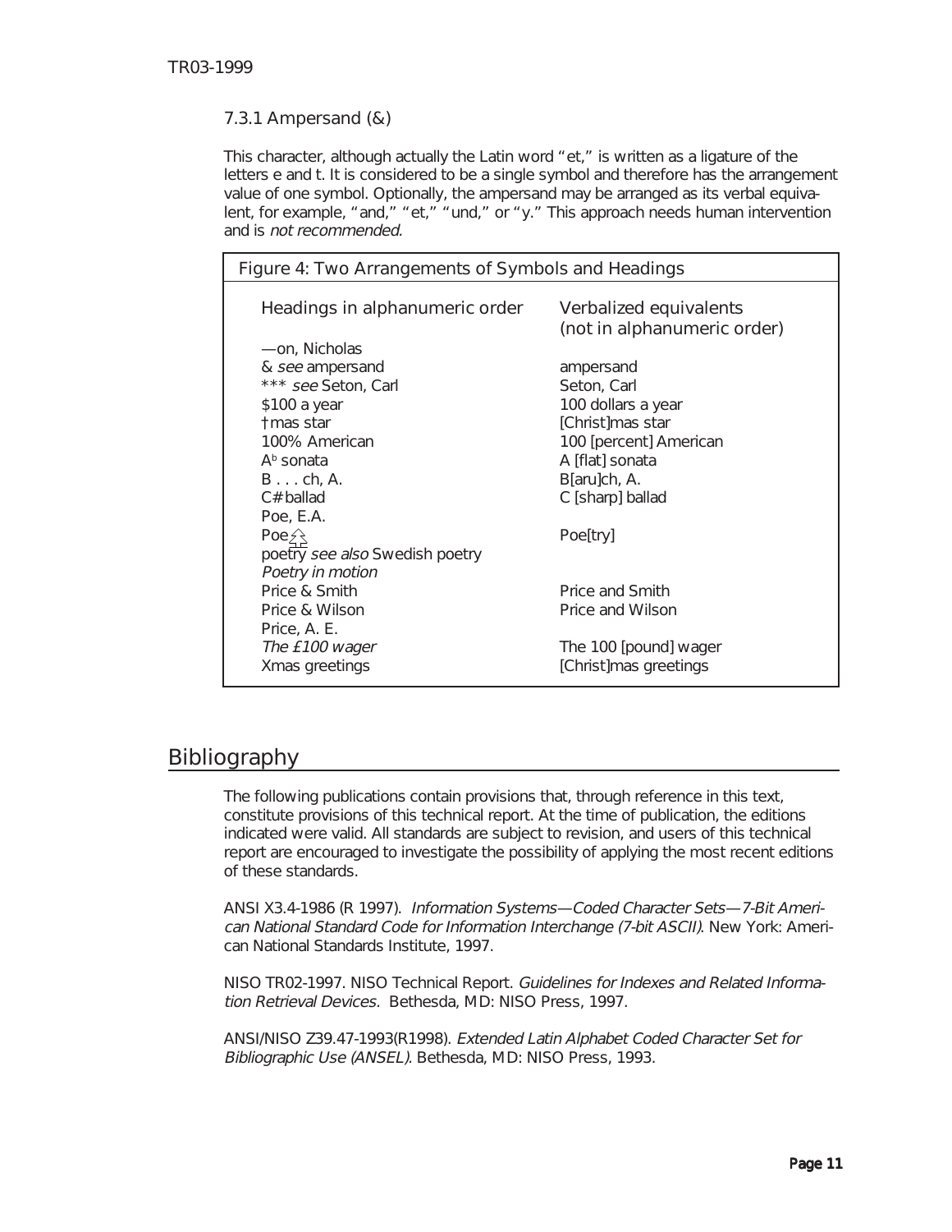### 7.3.1 Ampersand (&)

This character, although actually the Latin word "et," is written as a ligature of the letters e and t. It is considered to be a single symbol and therefore has the arrangement value of one symbol. Optionally, the ampersand may be arranged as its verbal equivalent, for example, "and," "et," "und," or "y." This approach needs human intervention and is *not recommended*.

**Figure 4: Two Arrangements of Symbols and Headings**

| Headings in alphanumeric order | Verbalized equivalents (not in alphanumeric order) |
|---|---|
| —on, Nicholas | |
| & *see* ampersand | ampersand |
| *** *see* Seton, Carl | Seton, Carl |
| $100 a year | 100 dollars a year |
| †mas star | [Christ]mas star |
| 100% American | 100 [percent] American |
| A♭ sonata | A [flat] sonata |
| B . . . ch, A. | B[aru]ch, A. |
| C# ballad | C [sharp] ballad |
| Poe, E.A. | |
| Poe🌲 | Poe[try] |
| poetry *see also* Swedish poetry | |
| *Poetry in motion* | |
| Price & Smith | Price and Smith |
| Price & Wilson | Price and Wilson |
| Price, A. E. | |
| *The £100 wager* | The 100 [pound] wager |
| Xmas greetings | [Christ]mas greetings |

## Bibliography

The following publications contain provisions that, through reference in this text, constitute provisions of this technical report. At the time of publication, the editions indicated were valid. All standards are subject to revision, and users of this technical report are encouraged to investigate the possibility of applying the most recent editions of these standards.

ANSI X3.4-1986 (R 1997). *Information Systems—Coded Character Sets—7-Bit American National Standard Code for Information Interchange (7-bit ASCII)*. New York: American National Standards Institute, 1997.

NISO TR02-1997. NISO Technical Report. *Guidelines for Indexes and Related Information Retrieval Devices.* Bethesda, MD: NISO Press, 1997.

ANSI/NISO Z39.47-1993(R1998). *Extended Latin Alphabet Coded Character Set for Bibliographic Use (ANSEL)*. Bethesda, MD: NISO Press, 1993.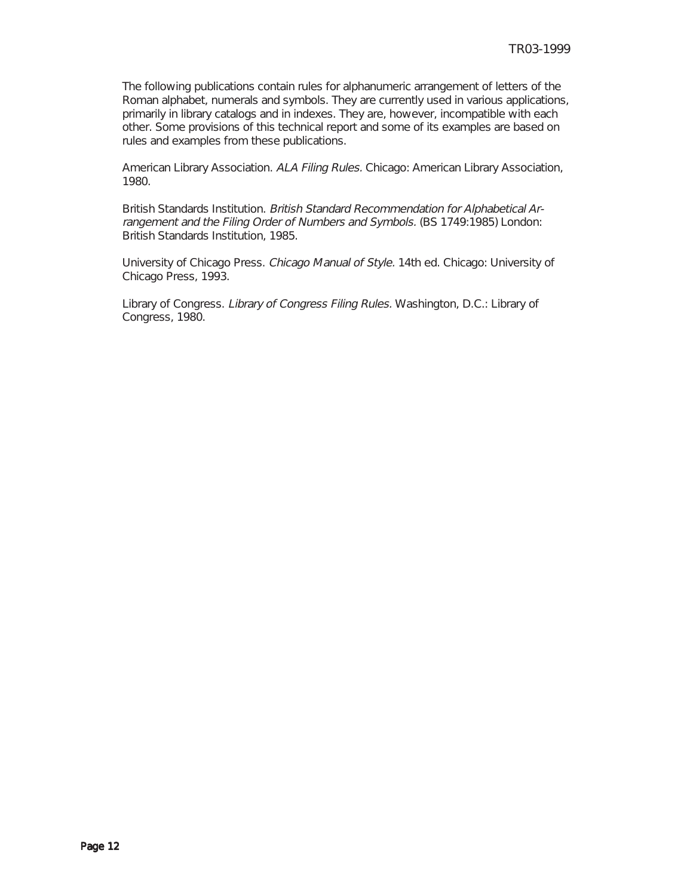The following publications contain rules for alphanumeric arrangement of letters of the Roman alphabet, numerals and symbols. They are currently used in various applications, primarily in library catalogs and in indexes. They are, however, incompatible with each other. Some provisions of this technical report and some of its examples are based on rules and examples from these publications.

American Library Association. *ALA Filing Rules.* Chicago: American Library Association, 1980.

British Standards Institution. *British Standard Recommendation for Alphabetical Arrangement and the Filing Order of Numbers and Symbols.* (BS 1749:1985) London: British Standards Institution, 1985.

University of Chicago Press. *Chicago Manual of Style.* 14th ed. Chicago: University of Chicago Press, 1993.

Library of Congress. *Library of Congress Filing Rules.* Washington, D.C.: Library of Congress, 1980.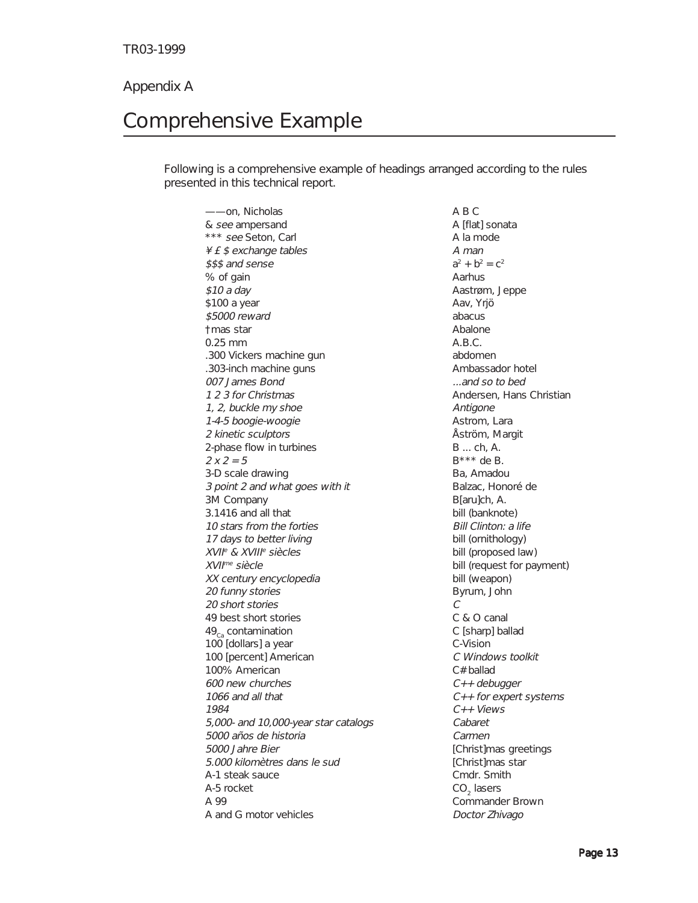Appendix A

# Comprehensive Example

Following is a comprehensive example of headings arranged according to the rules presented in this technical report.

——on, Nicholas
& *see* ampersand
*** *see* Seton, Carl
*¥ £ $ exchange tables*
*$$$ and sense*
% of gain
*$10 a day*
$100 a year
*$5000 reward*
†mas star
0.25 mm
.300 Vickers machine gun
.303-inch machine guns
*007 James Bond*
*1 2 3 for Christmas*
*1, 2, buckle my shoe*
*1-4-5 boogie-woogie*
*2 kinetic sculptors*
2-phase flow in turbines
*2 x 2 = 5*
3-D scale drawing
*3 point 2 and what goes with it*
3M Company
3.1416 and all that
*10 stars from the forties*
*17 days to better living*
*XVII^e^ & XVIII^e^ siècles*
*XVII^me^ siècle*
*XX century encyclopedia*
*20 funny stories*
*20 short stories*
49 best short stories
$49_{Ca}$ contamination
100 [dollars] a year
100 [percent] American
100% American
*600 new churches*
*1066 and all that*
*1984*
*5,000- and 10,000-year star catalogs*
*5000 años de historia*
*5000 Jahre Bier*
*5.000 kilomètres dans le sud*
A-1 steak sauce
A-5 rocket
A 99
A and G motor vehicles
A B C
A [flat] sonata
A la mode
*A man*
$a^2 + b^2 = c^2$
Aarhus
Aastrøm, Jeppe
Aav, Yrjö
abacus
Abalone
A.B.C.
abdomen
Ambassador hotel
*...and so to bed*
Andersen, Hans Christian
*Antigone*
Astrom, Lara
Åström, Margit
B ... ch, A.
B*** de B.
Ba, Amadou
Balzac, Honoré de
B[aru]ch, A.
bill (banknote)
*Bill Clinton: a life*
bill (ornithology)
bill (proposed law)
bill (request for payment)
bill (weapon)
Byrum, John
*C*
C & O canal
C [sharp] ballad
C-Vision
*C Windows toolkit*
C# ballad
*C++ debugger*
*C++ for expert systems*
*C++ Views*
*Cabaret*
*Carmen*
[Christ]mas greetings
[Christ]mas star
Cmdr. Smith
$CO_2$ lasers
Commander Brown
*Doctor Zhivago*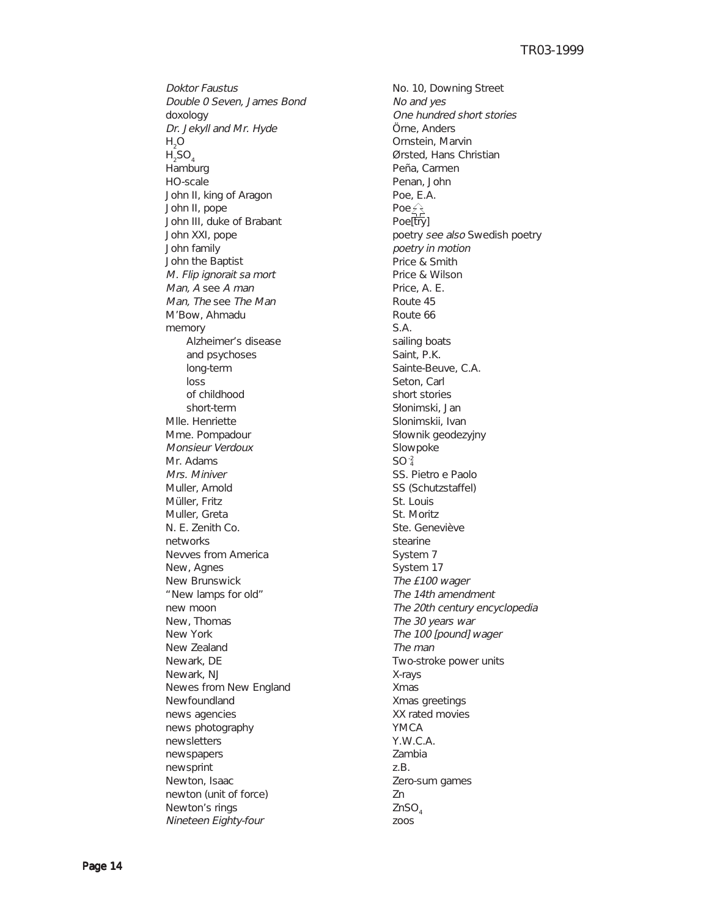*Doktor Faustus*
*Double 0 Seven, James Bond*
doxology
*Dr. Jekyll and Mr. Hyde*
$H_2O$
$H_2SO_4$
Hamburg
HO-scale
John II, king of Aragon
John II, pope
John III, duke of Brabant
John XXI, pope
John family
John the Baptist
*M. Flip ignorait sa mort*
*Man, A* see *A man*
*Man, The* see *The Man*
M'Bow, Ahmadu
memory
    Alzheimer's disease
    and psychoses
    long-term
    loss
    of childhood
    short-term
Mlle. Henriette
Mme. Pompadour
*Monsieur Verdoux*
Mr. Adams
*Mrs. Miniver*
Muller, Arnold
Müller, Fritz
Muller, Greta
N. E. Zenith Co.
networks
Nevves from America
New, Agnes
New Brunswick
"New lamps for old"
new moon
New, Thomas
New York
New Zealand
Newark, DE
Newark, NJ
Newes from New England
Newfoundland
news agencies
news photography
newsletters
newspapers
newsprint
Newton, Isaac
newton (unit of force)
Newton's rings
*Nineteen Eighty-four*
No. 10, Downing Street
*No and yes*
*One hundred short stories*
Örne, Anders
Ornstein, Marvin
Ørsted, Hans Christian
Peña, Carmen
Penan, John
Poe, E.A.
Poe
Poe[try]
poetry *see also* Swedish poetry
*poetry in motion*
Price & Smith
Price & Wilson
Price, A. E.
Route 45
Route 66
S.A.
sailing boats
Saint, P.K.
Sainte-Beuve, C.A.
Seton, Carl
short stories
Słonimski, Jan
Slonimskii, Ivan
Słownik geodezyjny
Slowpoke
$SO_4^{-2}$
SS. Pietro e Paolo
SS (Schutzstaffel)
St. Louis
St. Moritz
Ste. Geneviève
stearine
System 7
System 17
*The £100 wager*
*The 14th amendment*
*The 20th century encyclopedia*
*The 30 years war*
*The 100 [pound] wager*
*The man*
Two-stroke power units
X-rays
Xmas
Xmas greetings
XX rated movies
YMCA
Y.W.C.A.
Zambia
z.B.
Zero-sum games
Zn
$ZnSO_4$
zoos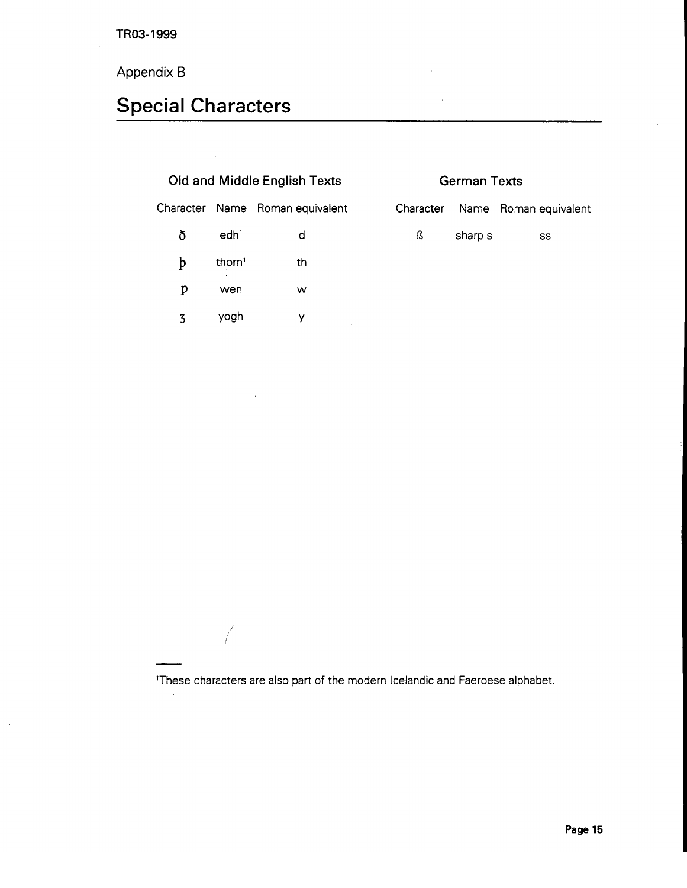Appendix B

# Special Characters

## Old and Middle English Texts

| Character | Name | Roman equivalent |
|---|---|---|
| ð | edh[1] | d |
| þ | thorn[1] | th |
| ƿ | wen | w |
| ȝ | yogh | y |

## German Texts

| Character | Name | Roman equivalent |
|---|---|---|
| ß | sharp s | ss |

---

[1]These characters are also part of the modern Icelandic and Faeroese alphabet.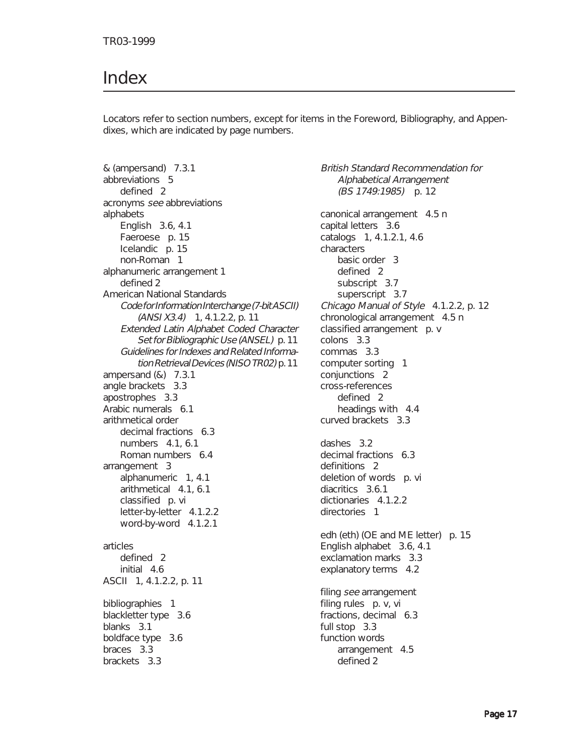# Index

Locators refer to section numbers, except for items in the Foreword, Bibliography, and Appendixes, which are indicated by page numbers.

& (ampersand) 7.3.1
abbreviations 5
  defined 2
acronyms *see* abbreviations
alphabets
  English 3.6, 4.1
  Faeroese p. 15
  Icelandic p. 15
  non-Roman 1
alphanumeric arrangement 1
  defined 2
American National Standards
  *Code for Information Interchange (7-bit ASCII) (ANSI X3.4)* 1, 4.1.2.2, p. 11
  *Extended Latin Alphabet Coded Character Set for Bibliographic Use (ANSEL)* p. 11
  *Guidelines for Indexes and Related Information Retrieval Devices (NISO TR02)* p. 11
ampersand (&) 7.3.1
angle brackets 3.3
apostrophes 3.3
Arabic numerals 6.1
arithmetical order
  decimal fractions 6.3
  numbers 4.1, 6.1
  Roman numbers 6.4
arrangement 3
  alphanumeric 1, 4.1
  arithmetical 4.1, 6.1
  classified p. vi
  letter-by-letter 4.1.2.2
  word-by-word 4.1.2.1

articles
  defined 2
  initial 4.6
ASCII 1, 4.1.2.2, p. 11

bibliographies 1
blackletter type 3.6
blanks 3.1
boldface type 3.6
braces 3.3
brackets 3.3

*British Standard Recommendation for Alphabetical Arrangement (BS 1749:1985)* p. 12

canonical arrangement 4.5 n
capital letters 3.6
catalogs 1, 4.1.2.1, 4.6
characters
  basic order 3
  defined 2
  subscript 3.7
  superscript 3.7
*Chicago Manual of Style* 4.1.2.2, p. 12
chronological arrangement 4.5 n
classified arrangement p. v
colons 3.3
commas 3.3
computer sorting 1
conjunctions 2
cross-references
  defined 2
  headings with 4.4
curved brackets 3.3

dashes 3.2
decimal fractions 6.3
definitions 2
deletion of words p. vi
diacritics 3.6.1
dictionaries 4.1.2.2
directories 1

edh (eth) (OE and ME letter) p. 15
English alphabet 3.6, 4.1
exclamation marks 3.3
explanatory terms 4.2

filing *see* arrangement
filing rules p. v, vi
fractions, decimal 6.3
full stop 3.3
function words
  arrangement 4.5
  defined 2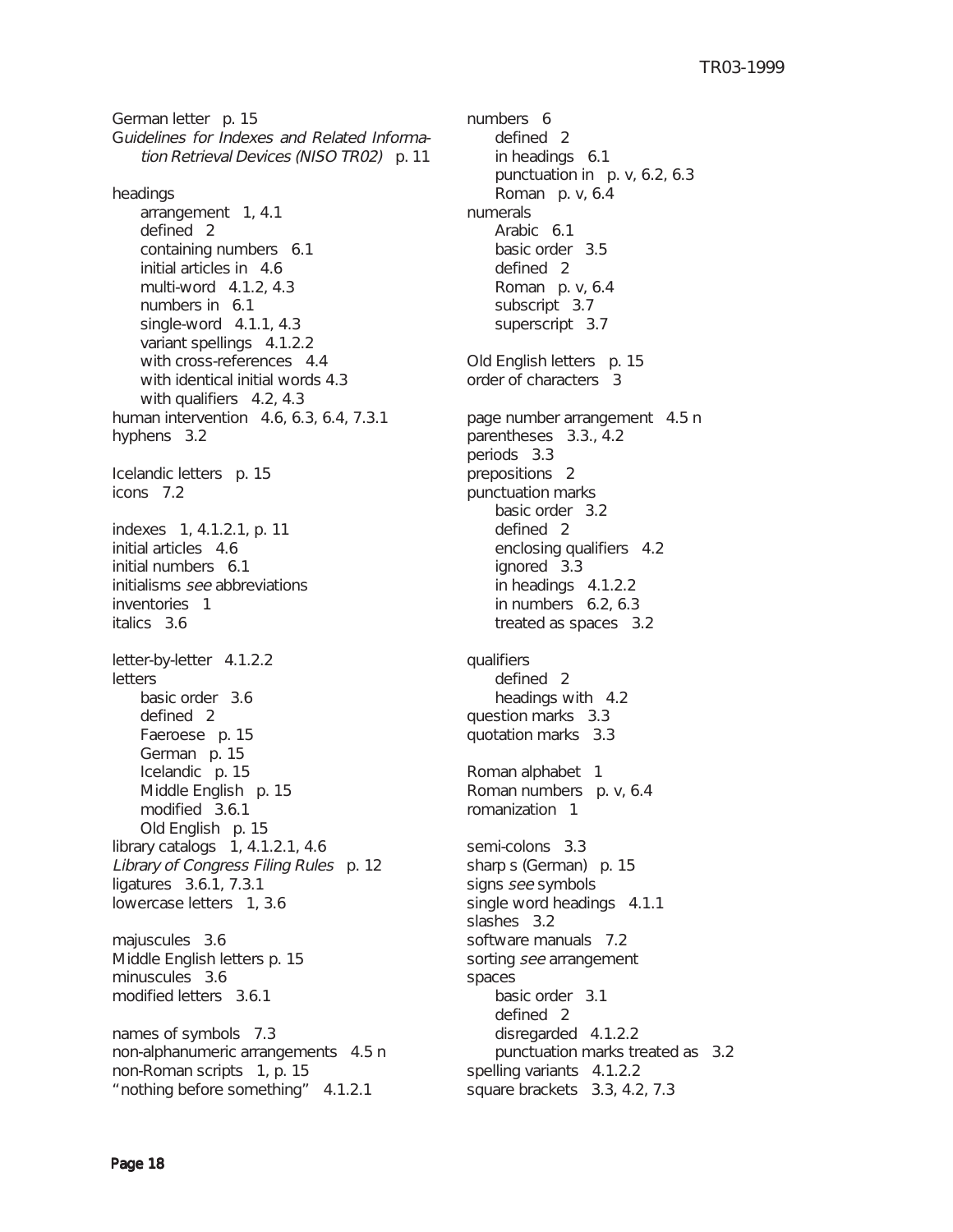German letter p. 15

*Guidelines for Indexes and Related Information Retrieval Devices (NISO TR02)* p. 11

headings
- arrangement 1, 4.1
- defined 2
- containing numbers 6.1
- initial articles in 4.6
- multi-word 4.1.2, 4.3
- numbers in 6.1
- single-word 4.1.1, 4.3
- variant spellings 4.1.2.2
- with cross-references 4.4
- with identical initial words 4.3
- with qualifiers 4.2, 4.3

human intervention 4.6, 6.3, 6.4, 7.3.1

hyphens 3.2

Icelandic letters p. 15

icons 7.2

indexes 1, 4.1.2.1, p. 11

initial articles 4.6

initial numbers 6.1

initialisms *see* abbreviations

inventories 1

italics 3.6

letter-by-letter 4.1.2.2

letters
- basic order 3.6
- defined 2
- Faeroese p. 15
- German p. 15
- Icelandic p. 15
- Middle English p. 15
- modified 3.6.1
- Old English p. 15

library catalogs 1, 4.1.2.1, 4.6

*Library of Congress Filing Rules* p. 12

ligatures 3.6.1, 7.3.1

lowercase letters 1, 3.6

majuscules 3.6

Middle English letters p. 15

minuscules 3.6

modified letters 3.6.1

names of symbols 7.3

non-alphanumeric arrangements 4.5 n

non-Roman scripts 1, p. 15

"nothing before something" 4.1.2.1

numbers 6
- defined 2
- in headings 6.1
- punctuation in p. v, 6.2, 6.3
- Roman p. v, 6.4

numerals
- Arabic 6.1
- basic order 3.5
- defined 2
- Roman p. v, 6.4
- subscript 3.7
- superscript 3.7

Old English letters p. 15

order of characters 3

page number arrangement 4.5 n

parentheses 3.3., 4.2

periods 3.3

prepositions 2

punctuation marks
- basic order 3.2
- defined 2
- enclosing qualifiers 4.2
- ignored 3.3
- in headings 4.1.2.2
- in numbers 6.2, 6.3
- treated as spaces 3.2

qualifiers
- defined 2
- headings with 4.2

question marks 3.3

quotation marks 3.3

Roman alphabet 1

Roman numbers p. v, 6.4

romanization 1

semi-colons 3.3

sharp s (German) p. 15

signs *see* symbols

single word headings 4.1.1

slashes 3.2

software manuals 7.2

sorting *see* arrangement

spaces
- basic order 3.1
- defined 2
- disregarded 4.1.2.2
- punctuation marks treated as 3.2

spelling variants 4.1.2.2

square brackets 3.3, 4.2, 7.3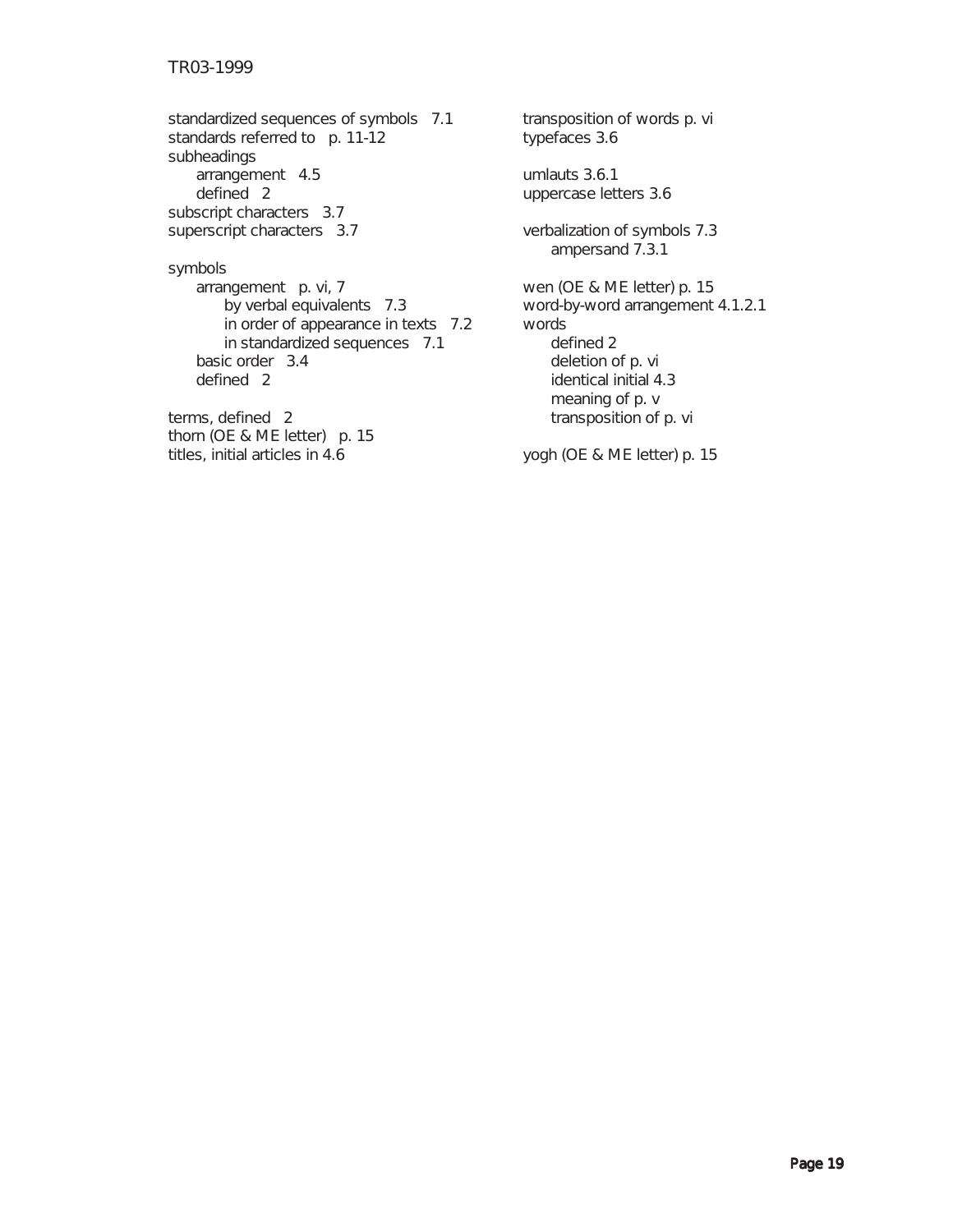standardized sequences of symbols   7.1
standards referred to   p. 11-12
subheadings
    arrangement   4.5
    defined   2
subscript characters   3.7
superscript characters   3.7

symbols
    arrangement   p. vi, 7
        by verbal equivalents   7.3
        in order of appearance in texts   7.2
        in standardized sequences   7.1
    basic order   3.4
    defined   2

terms, defined   2
thorn (OE & ME letter)   p. 15
titles, initial articles in 4.6

transposition of words p. vi
typefaces 3.6

umlauts 3.6.1
uppercase letters 3.6

verbalization of symbols 7.3
    ampersand 7.3.1

wen (OE & ME letter) p. 15
word-by-word arrangement 4.1.2.1
words
    defined 2
    deletion of p. vi
    identical initial 4.3
    meaning of p. v
    transposition of p. vi

yogh (OE & ME letter) p. 15